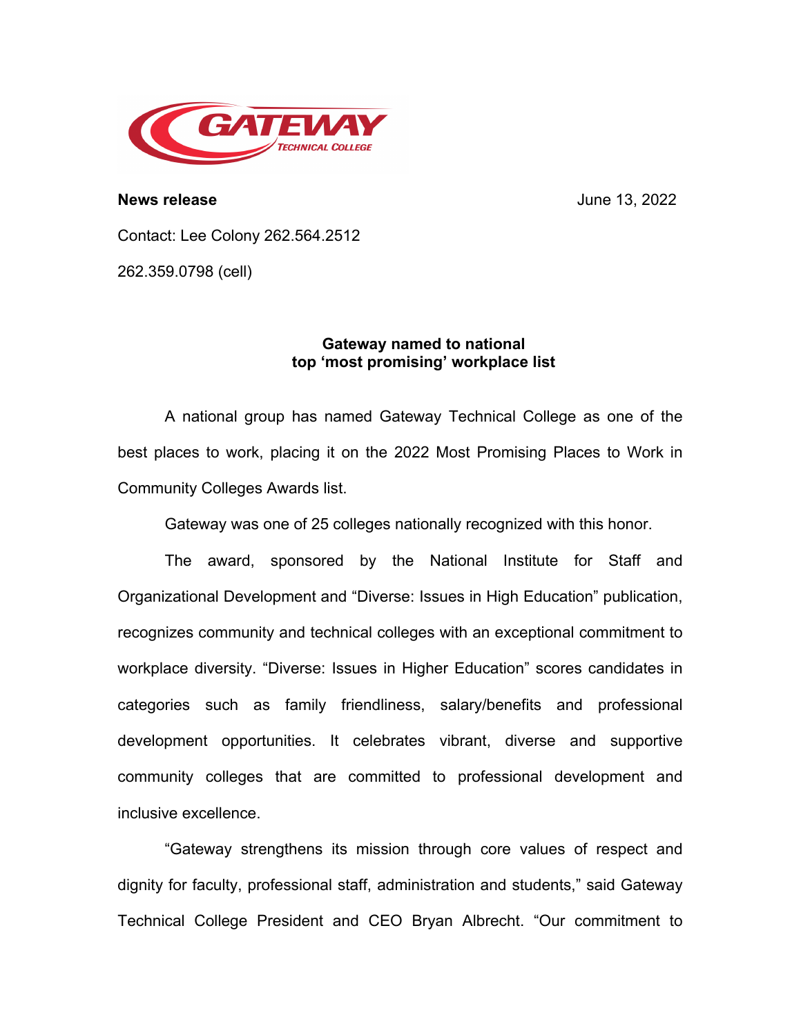**News release** June 13, 2022

Contact: Lee Colony 262.564.2512

262.359.0798 (cell)

**Gateway named to national top 'most promising' workplace list**

A national group has named Gateway Technical College as one of the best places to work, placing it on the 2022 Most Promising Places to Work in Community Colleges Awards list.

Gateway was one of 25 colleges nationally recognized with this honor.

The award, sponsored by the National Institute for Staff and Organizational Development and "Diverse: Issues in High Education" publication, recognizes community and technical colleges with an exceptional commitment to workplace diversity. "Diverse: Issues in Higher Education" scores candidates in categories such as family friendliness, salary/benefits and professional development opportunities. It celebrates vibrant, diverse and supportive community colleges that are committed to professional development and inclusive excellence.

"Gateway strengthens its mission through core values of respect and dignity for faculty, professional staff, administration and students," said Gateway Technical College President and CEO Bryan Albrecht. "Our commitment to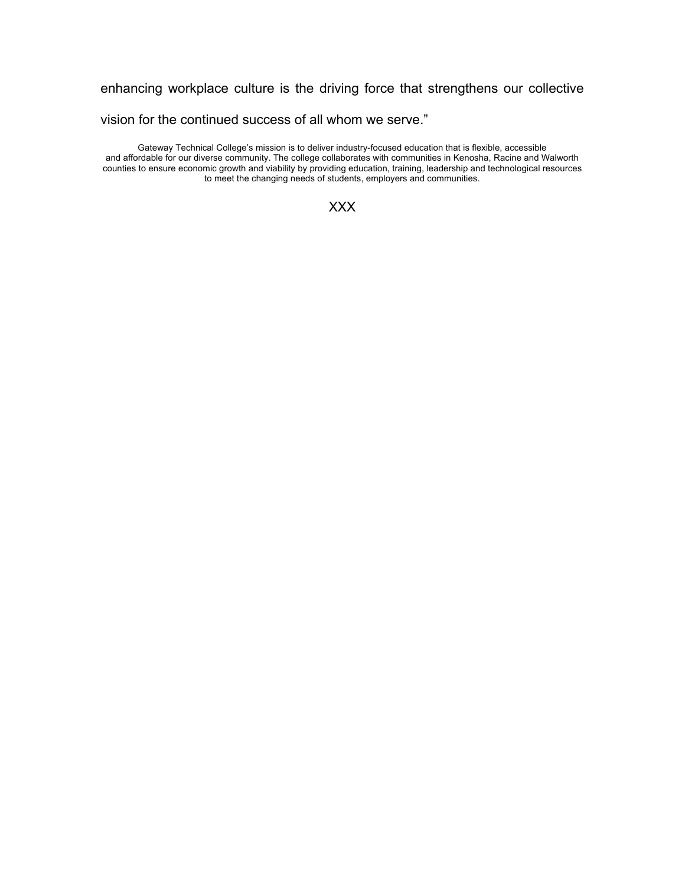enhancing workplace culture is the driving force that strengthens our collective vision for the continued success of all whom we serve."

Gateway Technical College's mission is to deliver industry-focused education that is flexible, accessible and affordable for our diverse community. The college collaborates with communities in Kenosha, Racine and Walworth counties to ensure economic growth and viability by providing education, training, leadership and technological resources to meet the changing needs of students, employers and communities.

XXX